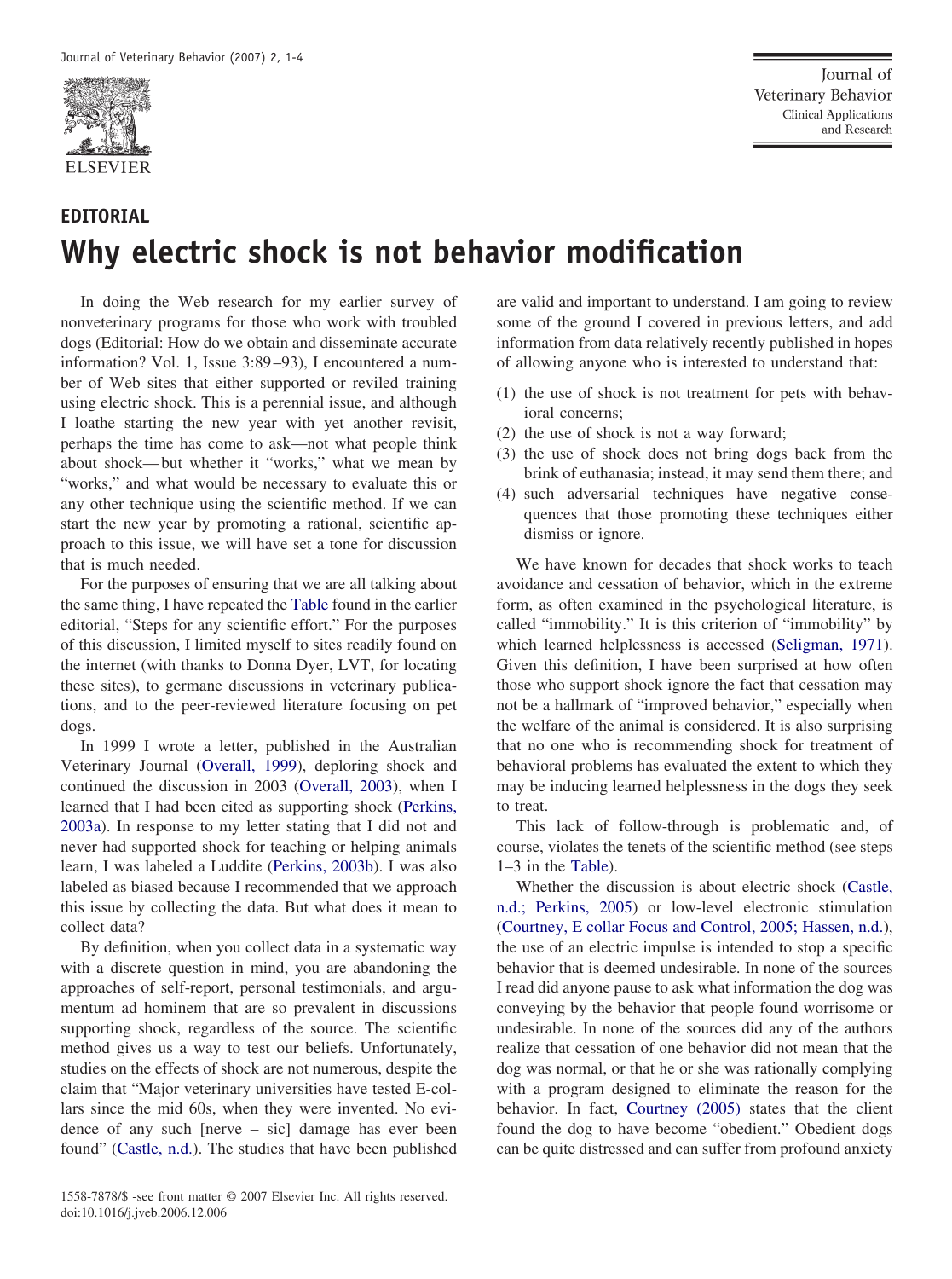EDITORIAL

# Why electric shock is not behavior modification

In doing the Web research for my earlier survey of nonveterinary programs for those who work with troubled dogs (Editorial: How do we obtain and disseminate accurate information? Vol. 1, Issue 3:89–93), I encountered a number of Web sites that either supported or reviled training using electric shock. This is a perennial issue, and although I loathe starting the new year with yet another revisit, perhaps the time has come to ask—not what people think about shock—but whether it "works," what we mean by "works," and what would be necessary to evaluate this or any other technique using the scientific method. If we can start the new year by promoting a rational, scientific approach to this issue, we will have set a tone for discussion that is much needed.

For the purposes of ensuring that we are all talking about the same thing, I have repeated the Table found in the earlier editorial, "Steps for any scientific effort." For the purposes of this discussion, I limited myself to sites readily found on the internet (with thanks to Donna Dyer, LVT, for locating these sites), to germane discussions in veterinary publications, and to the peer-reviewed literature focusing on pet dogs.

In 1999 I wrote a letter, published in the Australian Veterinary Journal (Overall, 1999), deploring shock and continued the discussion in 2003 (Overall, 2003), when I learned that I had been cited as supporting shock (Perkins, 2003a). In response to my letter stating that I did not and never had supported shock for teaching or helping animals learn, I was labeled a Luddite (Perkins, 2003b). I was also labeled as biased because I recommended that we approach this issue by collecting the data. But what does it mean to collect data?

By definition, when you collect data in a systematic way with a discrete question in mind, you are abandoning the approaches of self-report, personal testimonials, and argumentum ad hominem that are so prevalent in discussions supporting shock, regardless of the source. The scientific method gives us a way to test our beliefs. Unfortunately, studies on the effects of shock are not numerous, despite the claim that "Major veterinary universities have tested E-collars since the mid 60s, when they were invented. No evidence of any such [nerve – sic] damage has ever been found" (Castle, n.d.). The studies that have been published are valid and important to understand. I am going to review some of the ground I covered in previous letters, and add information from data relatively recently published in hopes of allowing anyone who is interested to understand that:

(1) the use of shock is not treatment for pets with behavioral concerns;
(2) the use of shock is not a way forward;
(3) the use of shock does not bring dogs back from the brink of euthanasia; instead, it may send them there; and
(4) such adversarial techniques have negative consequences that those promoting these techniques either dismiss or ignore.

We have known for decades that shock works to teach avoidance and cessation of behavior, which in the extreme form, as often examined in the psychological literature, is called "immobility." It is this criterion of "immobility" by which learned helplessness is accessed (Seligman, 1971). Given this definition, I have been surprised at how often those who support shock ignore the fact that cessation may not be a hallmark of "improved behavior," especially when the welfare of the animal is considered. It is also surprising that no one who is recommending shock for treatment of behavioral problems has evaluated the extent to which they may be inducing learned helplessness in the dogs they seek to treat.

This lack of follow-through is problematic and, of course, violates the tenets of the scientific method (see steps 1–3 in the Table).

Whether the discussion is about electric shock (Castle, n.d.; Perkins, 2005) or low-level electronic stimulation (Courtney, E collar Focus and Control, 2005; Hassen, n.d.), the use of an electric impulse is intended to stop a specific behavior that is deemed undesirable. In none of the sources I read did anyone pause to ask what information the dog was conveying by the behavior that people found worrisome or undesirable. In none of the sources did any of the authors realize that cessation of one behavior did not mean that the dog was normal, or that he or she was rationally complying with a program designed to eliminate the reason for the behavior. In fact, Courtney (2005) states that the client found the dog to have become "obedient." Obedient dogs can be quite distressed and can suffer from profound anxiety

1558-7878/$ -see front matter © 2007 Elsevier Inc. All rights reserved.
doi:10.1016/j.jveb.2006.12.006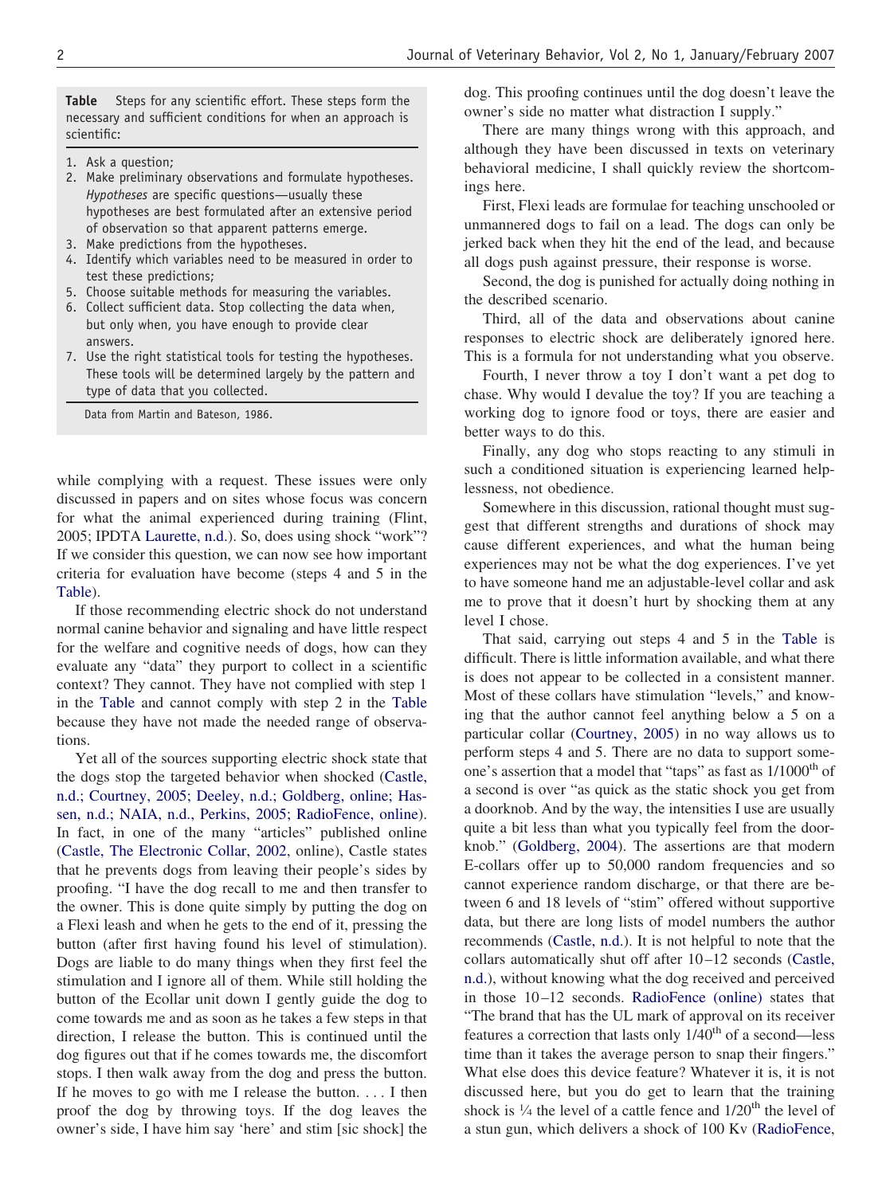**Table** Steps for any scientific effort. These steps form the necessary and sufficient conditions for when an approach is scientific:

1. Ask a question;
2. Make preliminary observations and formulate hypotheses. *Hypotheses* are specific questions—usually these hypotheses are best formulated after an extensive period of observation so that apparent patterns emerge.
3. Make predictions from the hypotheses.
4. Identify which variables need to be measured in order to test these predictions;
5. Choose suitable methods for measuring the variables.
6. Collect sufficient data. Stop collecting the data when, but only when, you have enough to provide clear answers.
7. Use the right statistical tools for testing the hypotheses. These tools will be determined largely by the pattern and type of data that you collected.

Data from Martin and Bateson, 1986.

while complying with a request. These issues were only discussed in papers and on sites whose focus was concern for what the animal experienced during training (Flint, 2005; IPDTA Laurette, n.d.). So, does using shock "work"? If we consider this question, we can now see how important criteria for evaluation have become (steps 4 and 5 in the Table).

If those recommending electric shock do not understand normal canine behavior and signaling and have little respect for the welfare and cognitive needs of dogs, how can they evaluate any "data" they purport to collect in a scientific context? They cannot. They have not complied with step 1 in the Table and cannot comply with step 2 in the Table because they have not made the needed range of observations.

Yet all of the sources supporting electric shock state that the dogs stop the targeted behavior when shocked (Castle, n.d.; Courtney, 2005; Deeley, n.d.; Goldberg, online; Hassen, n.d.; NAIA, n.d., Perkins, 2005; RadioFence, online). In fact, in one of the many "articles" published online (Castle, The Electronic Collar, 2002, online), Castle states that he prevents dogs from leaving their people's sides by proofing. "I have the dog recall to me and then transfer to the owner. This is done quite simply by putting the dog on a Flexi leash and when he gets to the end of it, pressing the button (after first having found his level of stimulation). Dogs are liable to do many things when they first feel the stimulation and I ignore all of them. While still holding the button of the Ecollar unit down I gently guide the dog to come towards me and as soon as he takes a few steps in that direction, I release the button. This is continued until the dog figures out that if he comes towards me, the discomfort stops. I then walk away from the dog and press the button. If he moves to go with me I release the button. . . . I then proof the dog by throwing toys. If the dog leaves the owner's side, I have him say 'here' and stim [sic shock] the dog. This proofing continues until the dog doesn't leave the owner's side no matter what distraction I supply."

There are many things wrong with this approach, and although they have been discussed in texts on veterinary behavioral medicine, I shall quickly review the shortcomings here.

First, Flexi leads are formulae for teaching unschooled or unmannered dogs to fail on a lead. The dogs can only be jerked back when they hit the end of the lead, and because all dogs push against pressure, their response is worse.

Second, the dog is punished for actually doing nothing in the described scenario.

Third, all of the data and observations about canine responses to electric shock are deliberately ignored here. This is a formula for not understanding what you observe.

Fourth, I never throw a toy I don't want a pet dog to chase. Why would I devalue the toy? If you are teaching a working dog to ignore food or toys, there are easier and better ways to do this.

Finally, any dog who stops reacting to any stimuli in such a conditioned situation is experiencing learned helplessness, not obedience.

Somewhere in this discussion, rational thought must suggest that different strengths and durations of shock may cause different experiences, and what the human being experiences may not be what the dog experiences. I've yet to have someone hand me an adjustable-level collar and ask me to prove that it doesn't hurt by shocking them at any level I chose.

That said, carrying out steps 4 and 5 in the Table is difficult. There is little information available, and what there is does not appear to be collected in a consistent manner. Most of these collars have stimulation "levels," and knowing that the author cannot feel anything below a 5 on a particular collar (Courtney, 2005) in no way allows us to perform steps 4 and 5. There are no data to support someone's assertion that a model that "taps" as fast as 1/1000$^{th}$ of a second is over "as quick as the static shock you get from a doorknob. And by the way, the intensities I use are usually quite a bit less than what you typically feel from the doorknob." (Goldberg, 2004). The assertions are that modern E-collars offer up to 50,000 random frequencies and so cannot experience random discharge, or that there are between 6 and 18 levels of "stim" offered without supportive data, but there are long lists of model numbers the author recommends (Castle, n.d.). It is not helpful to note that the collars automatically shut off after 10–12 seconds (Castle, n.d.), without knowing what the dog received and perceived in those 10–12 seconds. RadioFence (online) states that "The brand that has the UL mark of approval on its receiver features a correction that lasts only 1/40$^{th}$ of a second—less time than it takes the average person to snap their fingers." What else does this device feature? Whatever it is, it is not discussed here, but you do get to learn that the training shock is ¼ the level of a cattle fence and 1/20$^{th}$ the level of a stun gun, which delivers a shock of 100 Kv (RadioFence,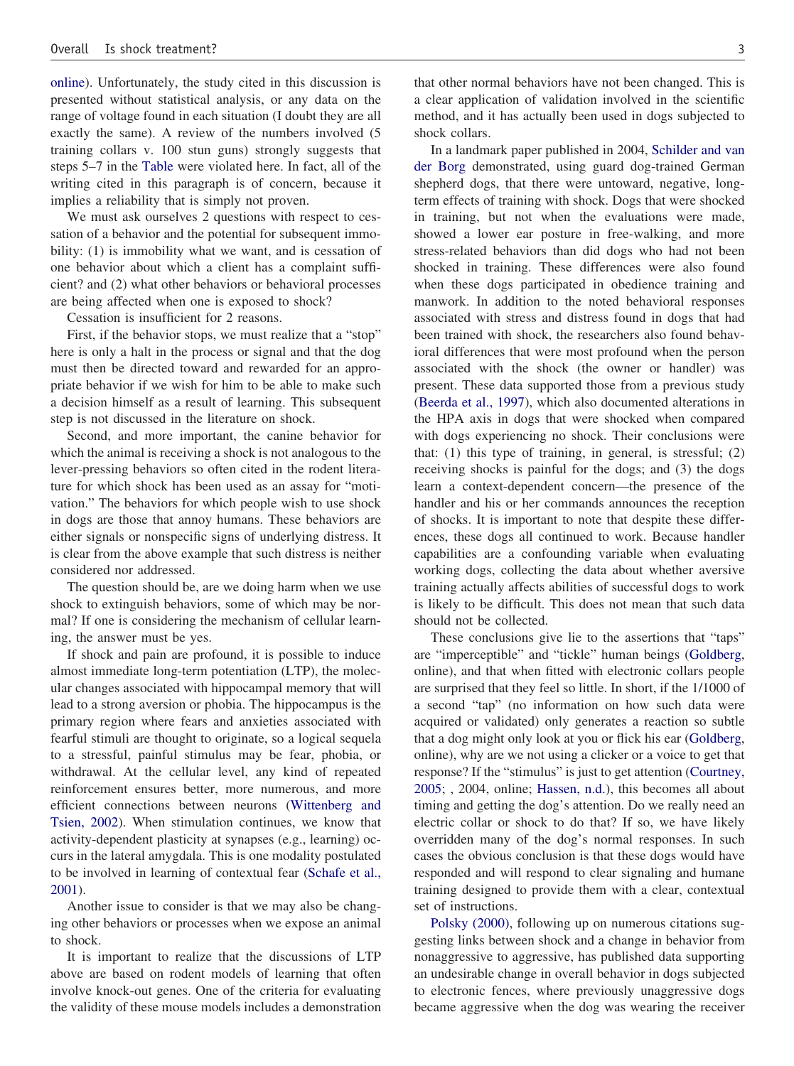online). Unfortunately, the study cited in this discussion is presented without statistical analysis, or any data on the range of voltage found in each situation (I doubt they are all exactly the same). A review of the numbers involved (5 training collars v. 100 stun guns) strongly suggests that steps 5–7 in the Table were violated here. In fact, all of the writing cited in this paragraph is of concern, because it implies a reliability that is simply not proven.

We must ask ourselves 2 questions with respect to cessation of a behavior and the potential for subsequent immobility: (1) is immobility what we want, and is cessation of one behavior about which a client has a complaint sufficient? and (2) what other behaviors or behavioral processes are being affected when one is exposed to shock?

Cessation is insufficient for 2 reasons.

First, if the behavior stops, we must realize that a "stop" here is only a halt in the process or signal and that the dog must then be directed toward and rewarded for an appropriate behavior if we wish for him to be able to make such a decision himself as a result of learning. This subsequent step is not discussed in the literature on shock.

Second, and more important, the canine behavior for which the animal is receiving a shock is not analogous to the lever-pressing behaviors so often cited in the rodent literature for which shock has been used as an assay for "motivation." The behaviors for which people wish to use shock in dogs are those that annoy humans. These behaviors are either signals or nonspecific signs of underlying distress. It is clear from the above example that such distress is neither considered nor addressed.

The question should be, are we doing harm when we use shock to extinguish behaviors, some of which may be normal? If one is considering the mechanism of cellular learning, the answer must be yes.

If shock and pain are profound, it is possible to induce almost immediate long-term potentiation (LTP), the molecular changes associated with hippocampal memory that will lead to a strong aversion or phobia. The hippocampus is the primary region where fears and anxieties associated with fearful stimuli are thought to originate, so a logical sequela to a stressful, painful stimulus may be fear, phobia, or withdrawal. At the cellular level, any kind of repeated reinforcement ensures better, more numerous, and more efficient connections between neurons (Wittenberg and Tsien, 2002). When stimulation continues, we know that activity-dependent plasticity at synapses (e.g., learning) occurs in the lateral amygdala. This is one modality postulated to be involved in learning of contextual fear (Schafe et al., 2001).

Another issue to consider is that we may also be changing other behaviors or processes when we expose an animal to shock.

It is important to realize that the discussions of LTP above are based on rodent models of learning that often involve knock-out genes. One of the criteria for evaluating the validity of these mouse models includes a demonstration that other normal behaviors have not been changed. This is a clear application of validation involved in the scientific method, and it has actually been used in dogs subjected to shock collars.

In a landmark paper published in 2004, Schilder and van der Borg demonstrated, using guard dog-trained German shepherd dogs, that there were untoward, negative, long-term effects of training with shock. Dogs that were shocked in training, but not when the evaluations were made, showed a lower ear posture in free-walking, and more stress-related behaviors than did dogs who had not been shocked in training. These differences were also found when these dogs participated in obedience training and manwork. In addition to the noted behavioral responses associated with stress and distress found in dogs that had been trained with shock, the researchers also found behavioral differences that were most profound when the person associated with the shock (the owner or handler) was present. These data supported those from a previous study (Beerda et al., 1997), which also documented alterations in the HPA axis in dogs that were shocked when compared with dogs experiencing no shock. Their conclusions were that: (1) this type of training, in general, is stressful; (2) receiving shocks is painful for the dogs; and (3) the dogs learn a context-dependent concern—the presence of the handler and his or her commands announces the reception of shocks. It is important to note that despite these differences, these dogs all continued to work. Because handler capabilities are a confounding variable when evaluating working dogs, collecting the data about whether aversive training actually affects abilities of successful dogs to work is likely to be difficult. This does not mean that such data should not be collected.

These conclusions give lie to the assertions that "taps" are "imperceptible" and "tickle" human beings (Goldberg, online), and that when fitted with electronic collars people are surprised that they feel so little. In short, if the 1/1000 of a second "tap" (no information on how such data were acquired or validated) only generates a reaction so subtle that a dog might only look at you or flick his ear (Goldberg, online), why are we not using a clicker or a voice to get that response? If the "stimulus" is just to get attention (Courtney, 2005; , 2004, online; Hassen, n.d.), this becomes all about timing and getting the dog's attention. Do we really need an electric collar or shock to do that? If so, we have likely overridden many of the dog's normal responses. In such cases the obvious conclusion is that these dogs would have responded and will respond to clear signaling and humane training designed to provide them with a clear, contextual set of instructions.

Polsky (2000), following up on numerous citations suggesting links between shock and a change in behavior from nonaggressive to aggressive, has published data supporting an undesirable change in overall behavior in dogs subjected to electronic fences, where previously unaggressive dogs became aggressive when the dog was wearing the receiver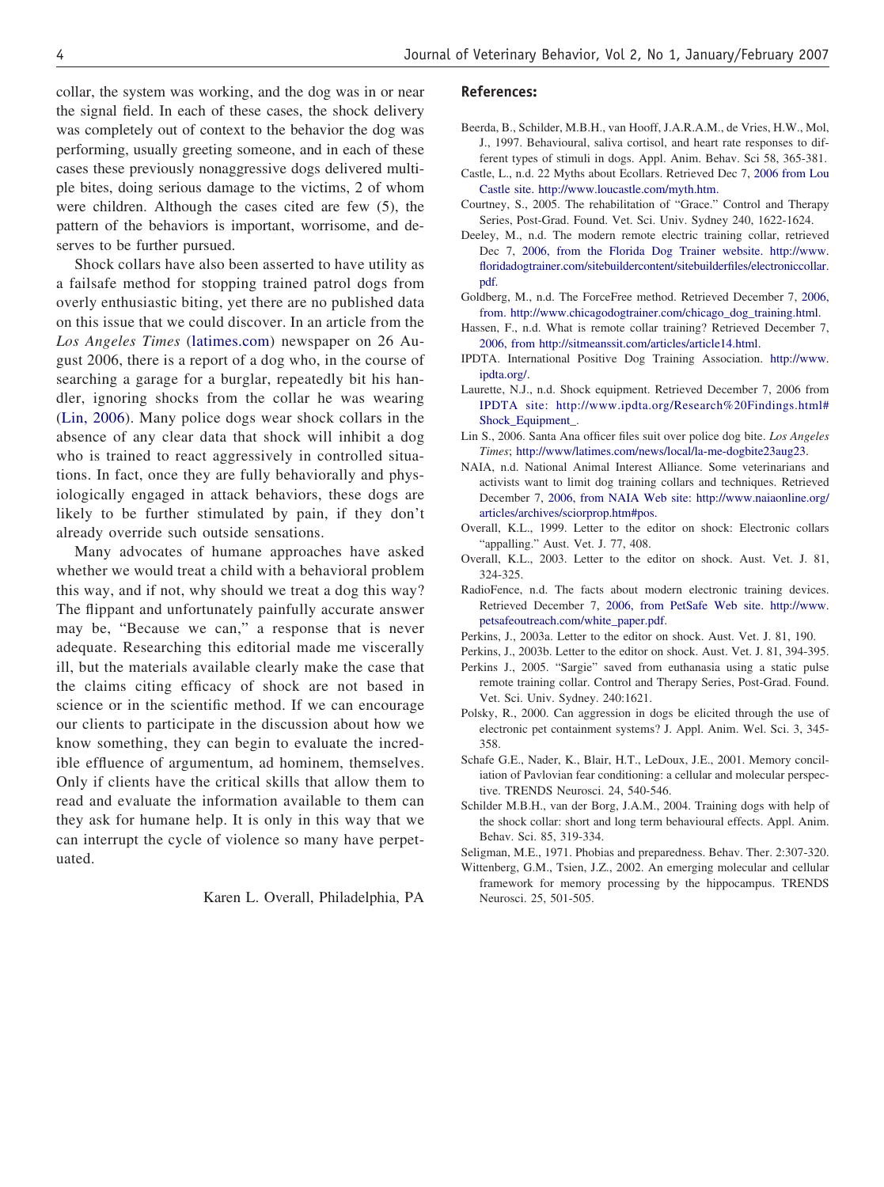collar, the system was working, and the dog was in or near the signal field. In each of these cases, the shock delivery was completely out of context to the behavior the dog was performing, usually greeting someone, and in each of these cases these previously nonaggressive dogs delivered multiple bites, doing serious damage to the victims, 2 of whom were children. Although the cases cited are few (5), the pattern of the behaviors is important, worrisome, and deserves to be further pursued.

Shock collars have also been asserted to have utility as a failsafe method for stopping trained patrol dogs from overly enthusiastic biting, yet there are no published data on this issue that we could discover. In an article from the *Los Angeles Times* (latimes.com) newspaper on 26 August 2006, there is a report of a dog who, in the course of searching a garage for a burglar, repeatedly bit his handler, ignoring shocks from the collar he was wearing (Lin, 2006). Many police dogs wear shock collars in the absence of any clear data that shock will inhibit a dog who is trained to react aggressively in controlled situations. In fact, once they are fully behaviorally and physiologically engaged in attack behaviors, these dogs are likely to be further stimulated by pain, if they don't already override such outside sensations.

Many advocates of humane approaches have asked whether we would treat a child with a behavioral problem this way, and if not, why should we treat a dog this way? The flippant and unfortunately painfully accurate answer may be, "Because we can," a response that is never adequate. Researching this editorial made me viscerally ill, but the materials available clearly make the case that the claims citing efficacy of shock are not based in science or in the scientific method. If we can encourage our clients to participate in the discussion about how we know something, they can begin to evaluate the incredible effluence of argumentum, ad hominem, themselves. Only if clients have the critical skills that allow them to read and evaluate the information available to them can they ask for humane help. It is only in this way that we can interrupt the cycle of violence so many have perpetuated.

Karen L. Overall, Philadelphia, PA

## References:

Beerda, B., Schilder, M.B.H., van Hooff, J.A.R.A.M., de Vries, H.W., Mol, J., 1997. Behavioural, saliva cortisol, and heart rate responses to different types of stimuli in dogs. Appl. Anim. Behav. Sci 58, 365-381.

Castle, L., n.d. 22 Myths about Ecollars. Retrieved Dec 7, 2006 from Lou Castle site. http://www.loucastle.com/myth.htm.

Courtney, S., 2005. The rehabilitation of "Grace." Control and Therapy Series, Post-Grad. Found. Vet. Sci. Univ. Sydney 240, 1622-1624.

Deeley, M., n.d. The modern remote electric training collar, retrieved Dec 7, 2006, from the Florida Dog Trainer website. http://www.floridadogtrainer.com/sitebuildercontent/sitebuilderfiles/electroniccollar.pdf.

Goldberg, M., n.d. The ForceFree method. Retrieved December 7, 2006, from. http://www.chicagodogtrainer.com/chicago_dog_training.html.

Hassen, F., n.d. What is remote collar training? Retrieved December 7, 2006, from http://sitmeanssit.com/articles/article14.html.

IPDTA. International Positive Dog Training Association. http://www.ipdta.org/.

Laurette, N.J., n.d. Shock equipment. Retrieved December 7, 2006 from IPDTA site: http://www.ipdta.org/Research%20Findings.html#Shock_Equipment_.

Lin S., 2006. Santa Ana officer files suit over police dog bite. *Los Angeles Times*; http://www/latimes.com/news/local/la-me-dogbite23aug23.

NAIA, n.d. National Animal Interest Alliance. Some veterinarians and activists want to limit dog training collars and techniques. Retrieved December 7, 2006, from NAIA Web site: http://www.naiaonline.org/articles/archives/sciorprop.htm#pos.

Overall, K.L., 1999. Letter to the editor on shock: Electronic collars "appalling." Aust. Vet. J. 77, 408.

Overall, K.L., 2003. Letter to the editor on shock. Aust. Vet. J. 81, 324-325.

RadioFence, n.d. The facts about modern electronic training devices. Retrieved December 7, 2006, from PetSafe Web site. http://www.petsafeoutreach.com/white_paper.pdf.

Perkins, J., 2003a. Letter to the editor on shock. Aust. Vet. J. 81, 190.

Perkins, J., 2003b. Letter to the editor on shock. Aust. Vet. J. 81, 394-395.

Perkins J., 2005. "Sargie" saved from euthanasia using a static pulse remote training collar. Control and Therapy Series, Post-Grad. Found. Vet. Sci. Univ. Sydney. 240:1621.

Polsky, R., 2000. Can aggression in dogs be elicited through the use of electronic pet containment systems? J. Appl. Anim. Wel. Sci. 3, 345-358.

Schafe G.E., Nader, K., Blair, H.T., LeDoux, J.E., 2001. Memory conciliation of Pavlovian fear conditioning: a cellular and molecular perspective. TRENDS Neurosci. 24, 540-546.

Schilder M.B.H., van der Borg, J.A.M., 2004. Training dogs with help of the shock collar: short and long term behavioural effects. Appl. Anim. Behav. Sci. 85, 319-334.

Seligman, M.E., 1971. Phobias and preparedness. Behav. Ther. 2:307-320.

Wittenberg, G.M., Tsien, J.Z., 2002. An emerging molecular and cellular framework for memory processing by the hippocampus. TRENDS Neurosci. 25, 501-505.